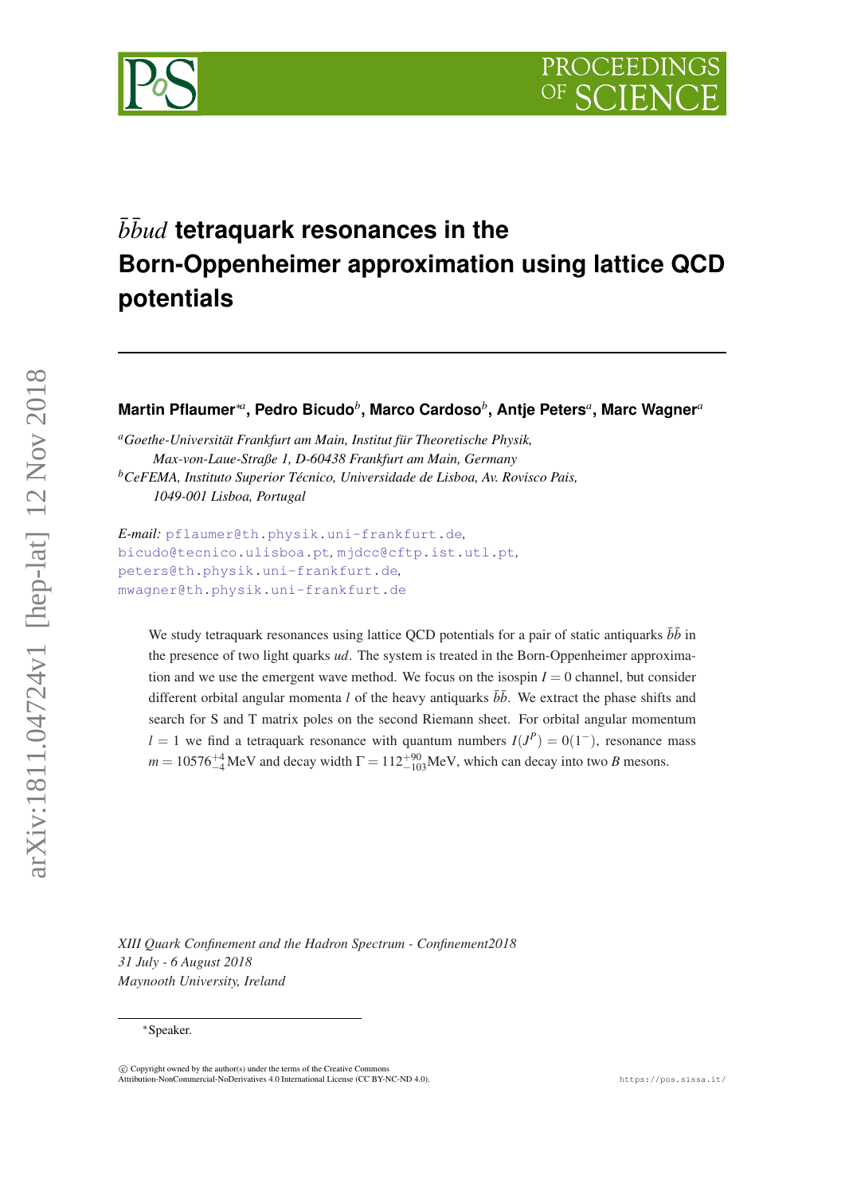# $\bar{b}\bar{b}ud$ tetraquark resonances in the Born-Oppenheimer approximation using lattice QCD potentials

**Martin Pflaumer**[\*a], **Pedro Bicudo**[b], **Marco Cardoso**[b], **Antje Peters**[a], **Marc Wagner**[a]

[a]*Goethe-Universität Frankfurt am Main, Institut für Theoretische Physik, Max-von-Laue-Straße 1, D-60438 Frankfurt am Main, Germany*
[b]*CeFEMA, Instituto Superior Técnico, Universidade de Lisboa, Av. Rovisco Pais, 1049-001 Lisboa, Portugal*

*E-mail:* pflaumer@th.physik.uni-frankfurt.de, bicudo@tecnico.ulisboa.pt, mjdcc@cftp.ist.utl.pt, peters@th.physik.uni-frankfurt.de, mwagner@th.physik.uni-frankfurt.de

We study tetraquark resonances using lattice QCD potentials for a pair of static antiquarks $\bar{b}\bar{b}$ in the presence of two light quarks $ud$. The system is treated in the Born-Oppenheimer approximation and we use the emergent wave method. We focus on the isospin $I = 0$ channel, but consider different orbital angular momenta $l$ of the heavy antiquarks $\bar{b}\bar{b}$. We extract the phase shifts and search for S and T matrix poles on the second Riemann sheet. For orbital angular momentum $l = 1$ we find a tetraquark resonance with quantum numbers $I(J^P) = 0(1^-)$, resonance mass $m = 10576^{+4}_{-4}\,\text{MeV}$ and decay width $\Gamma = 112^{+90}_{-103}\,\text{MeV}$, which can decay into two $B$ mesons.

*XIII Quark Confinement and the Hadron Spectrum - Confinement2018*
*31 July - 6 August 2018*
*Maynooth University, Ireland*

\*Speaker.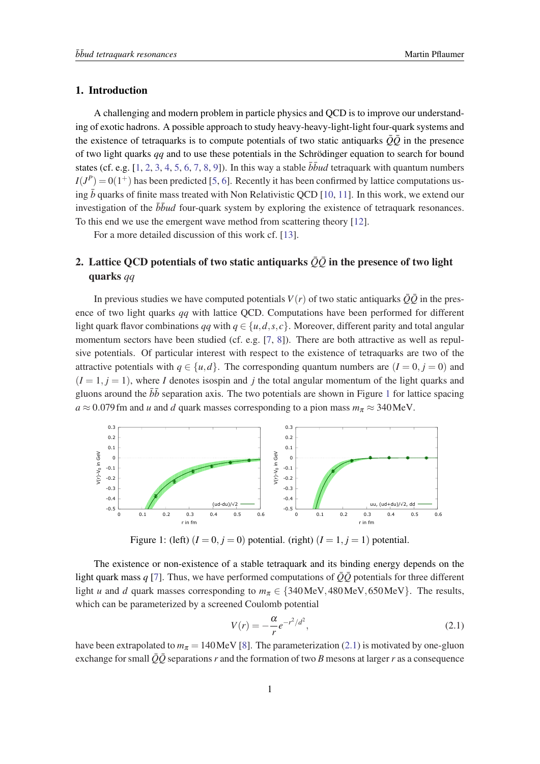## 1. Introduction

A challenging and modern problem in particle physics and QCD is to improve our understanding of exotic hadrons. A possible approach to study heavy-heavy-light-light four-quark systems and the existence of tetraquarks is to compute potentials of two static antiquarks $\bar{Q}\bar{Q}$ in the presence of two light quarks $qq$ and to use these potentials in the Schrödinger equation to search for bound states (cf. e.g. [1, 2, 3, 4, 5, 6, 7, 8, 9]). In this way a stable $\bar{b}\bar{b}ud$ tetraquark with quantum numbers $I(J^P) = 0(1^+)$ has been predicted [5, 6]. Recently it has been confirmed by lattice computations using $\bar{b}$ quarks of finite mass treated with Non Relativistic QCD [10, 11]. In this work, we extend our investigation of the $\bar{b}\bar{b}ud$ four-quark system by exploring the existence of tetraquark resonances. To this end we use the emergent wave method from scattering theory [12].

For a more detailed discussion of this work cf. [13].

## 2. Lattice QCD potentials of two static antiquarks $\bar{Q}\bar{Q}$ in the presence of two light quarks $qq$

In previous studies we have computed potentials $V(r)$ of two static antiquarks $\bar{Q}\bar{Q}$ in the presence of two light quarks $qq$ with lattice QCD. Computations have been performed for different light quark flavor combinations $qq$ with $q \in \{u,d,s,c\}$. Moreover, different parity and total angular momentum sectors have been studied (cf. e.g. [7, 8]). There are both attractive as well as repulsive potentials. Of particular interest with respect to the existence of tetraquarks are two of the attractive potentials with $q \in \{u,d\}$. The corresponding quantum numbers are $(I = 0, j = 0)$ and $(I = 1, j = 1)$, where $I$ denotes isospin and $j$ the total angular momentum of the light quarks and gluons around the $\bar{b}\bar{b}$ separation axis. The two potentials are shown in Figure 1 for lattice spacing $a \approx 0.079\,\text{fm}$ and $u$ and $d$ quark masses corresponding to a pion mass $m_\pi \approx 340\,\text{MeV}$.

Figure 1: (left) $(I = 0, j = 0)$ potential. (right) $(I = 1, j = 1)$ potential.

The existence or non-existence of a stable tetraquark and its binding energy depends on the light quark mass $q$ [7]. Thus, we have performed computations of $\bar{Q}\bar{Q}$ potentials for three different light $u$ and $d$ quark masses corresponding to $m_\pi \in \{340\,\text{MeV}, 480\,\text{MeV}, 650\,\text{MeV}\}$. The results, which can be parameterized by a screened Coulomb potential

$$V(r) = -\frac{\alpha}{r} e^{-r^2/d^2}, \tag{2.1}$$

have been extrapolated to $m_\pi = 140\,\text{MeV}$ [8]. The parameterization (2.1) is motivated by one-gluon exchange for small $\bar{Q}\bar{Q}$ separations $r$ and the formation of two $B$ mesons at larger $r$ as a consequence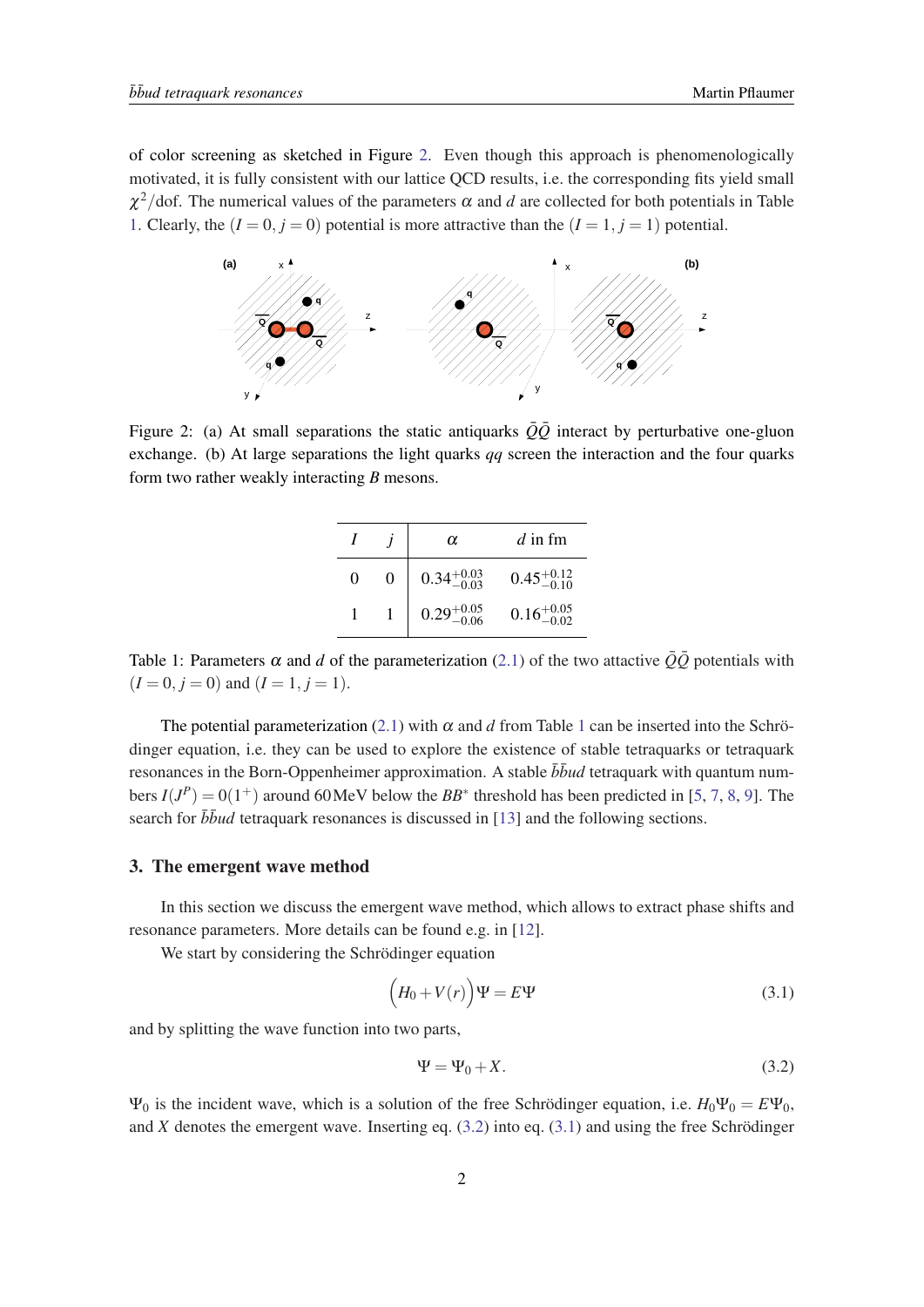of color screening as sketched in Figure 2. Even though this approach is phenomenologically motivated, it is fully consistent with our lattice QCD results, i.e. the corresponding fits yield small $\chi^2/\text{dof}$. The numerical values of the parameters $\alpha$ and $d$ are collected for both potentials in Table 1. Clearly, the $(I = 0, j = 0)$ potential is more attractive than the $(I = 1, j = 1)$ potential.

Figure 2: (a) At small separations the static antiquarks $\bar{Q}\bar{Q}$ interact by perturbative one-gluon exchange. (b) At large separations the light quarks $qq$ screen the interaction and the four quarks form two rather weakly interacting $B$ mesons.

| $I$ | $j$ | $\alpha$ | $d$ in fm |
|---|---|---|---|
| 0 | 0 | $0.34^{+0.03}_{-0.03}$ | $0.45^{+0.12}_{-0.10}$ |
| 1 | 1 | $0.29^{+0.05}_{-0.06}$ | $0.16^{+0.05}_{-0.02}$ |

Table 1: Parameters $\alpha$ and $d$ of the parameterization (2.1) of the two attractive $\bar{Q}\bar{Q}$ potentials with $(I = 0, j = 0)$ and $(I = 1, j = 1)$.

The potential parameterization (2.1) with $\alpha$ and $d$ from Table 1 can be inserted into the Schrödinger equation, i.e. they can be used to explore the existence of stable tetraquarks or tetraquark resonances in the Born-Oppenheimer approximation. A stable $\bar{b}\bar{b}ud$ tetraquark with quantum numbers $I(J^P) = 0(1^+)$ around 60 MeV below the $BB^*$ threshold has been predicted in [5, 7, 8, 9]. The search for $\bar{b}\bar{b}ud$ tetraquark resonances is discussed in [13] and the following sections.

## 3. The emergent wave method

In this section we discuss the emergent wave method, which allows to extract phase shifts and resonance parameters. More details can be found e.g. in [12].

We start by considering the Schrödinger equation

$$\Big(H_0 + V(r)\Big)\Psi = E\Psi \tag{3.1}$$

and by splitting the wave function into two parts,

$$\Psi = \Psi_0 + X. \tag{3.2}$$

$\Psi_0$ is the incident wave, which is a solution of the free Schrödinger equation, i.e. $H_0\Psi_0 = E\Psi_0$, and $X$ denotes the emergent wave. Inserting eq. (3.2) into eq. (3.1) and using the free Schrödinger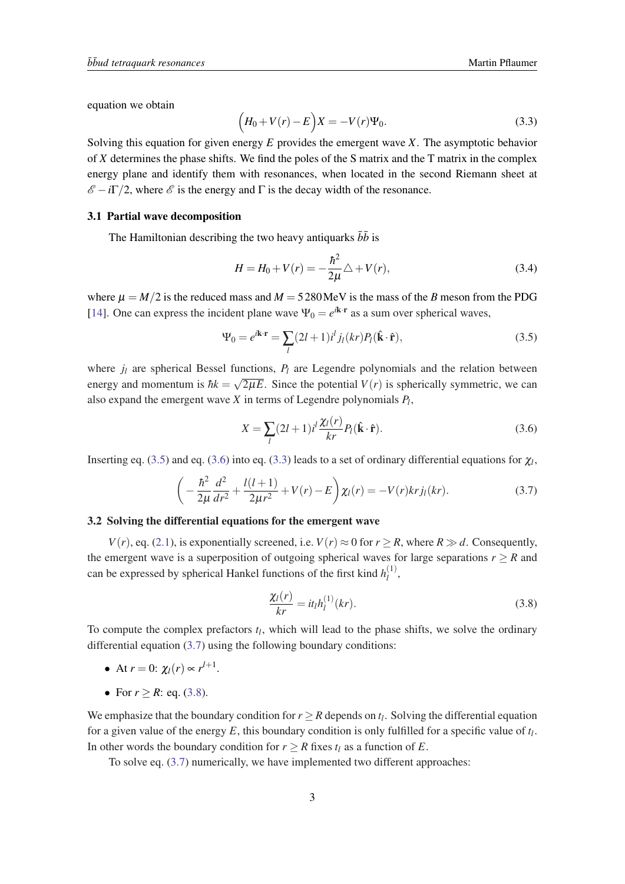equation we obtain

$$\Big(H_0+V(r)-E\Big)X=-V(r)\Psi_0. \tag{3.3}$$

Solving this equation for given energy $E$ provides the emergent wave $X$. The asymptotic behavior of $X$ determines the phase shifts. We find the poles of the S matrix and the T matrix in the complex energy plane and identify them with resonances, when located in the second Riemann sheet at $\mathscr{E}-i\Gamma/2$, where $\mathscr{E}$ is the energy and $\Gamma$ is the decay width of the resonance.

### 3.1 Partial wave decomposition

The Hamiltonian describing the two heavy antiquarks $\bar{b}\bar{b}$ is

$$H=H_0+V(r)=-\frac{\hbar^2}{2\mu}\triangle+V(r), \tag{3.4}$$

where $\mu=M/2$ is the reduced mass and $M=5280\,\mathrm{MeV}$ is the mass of the $B$ meson from the PDG [14]. One can express the incident plane wave $\Psi_0=e^{i\mathbf{k}\cdot\mathbf{r}}$ as a sum over spherical waves,

$$\Psi_0=e^{i\mathbf{k}\cdot\mathbf{r}}=\sum_l(2l+1)i^l j_l(kr)P_l(\hat{\mathbf{k}}\cdot\hat{\mathbf{r}}), \tag{3.5}$$

where $j_l$ are spherical Bessel functions, $P_l$ are Legendre polynomials and the relation between energy and momentum is $\hbar k=\sqrt{2\mu E}$. Since the potential $V(r)$ is spherically symmetric, we can also expand the emergent wave $X$ in terms of Legendre polynomials $P_l$,

$$X=\sum_l(2l+1)i^l\frac{\chi_l(r)}{kr}P_l(\hat{\mathbf{k}}\cdot\hat{\mathbf{r}}). \tag{3.6}$$

Inserting eq. (3.5) and eq. (3.6) into eq. (3.3) leads to a set of ordinary differential equations for $\chi_l$,

$$\left(-\frac{\hbar^2}{2\mu}\frac{d^2}{dr^2}+\frac{l(l+1)}{2\mu r^2}+V(r)-E\right)\chi_l(r)=-V(r)kr\,j_l(kr). \tag{3.7}$$

### 3.2 Solving the differential equations for the emergent wave

$V(r)$, eq. (2.1), is exponentially screened, i.e. $V(r)\approx 0$ for $r\geq R$, where $R\gg d$. Consequently, the emergent wave is a superposition of outgoing spherical waves for large separations $r\geq R$ and can be expressed by spherical Hankel functions of the first kind $h_l^{(1)}$,

$$\frac{\chi_l(r)}{kr}=it_l h_l^{(1)}(kr). \tag{3.8}$$

To compute the complex prefactors $t_l$, which will lead to the phase shifts, we solve the ordinary differential equation (3.7) using the following boundary conditions:

- At $r=0$: $\chi_l(r)\propto r^{l+1}$.
- For $r\geq R$: eq. (3.8).

We emphasize that the boundary condition for $r\geq R$ depends on $t_l$. Solving the differential equation for a given value of the energy $E$, this boundary condition is only fulfilled for a specific value of $t_l$. In other words the boundary condition for $r\geq R$ fixes $t_l$ as a function of $E$.

To solve eq. (3.7) numerically, we have implemented two different approaches: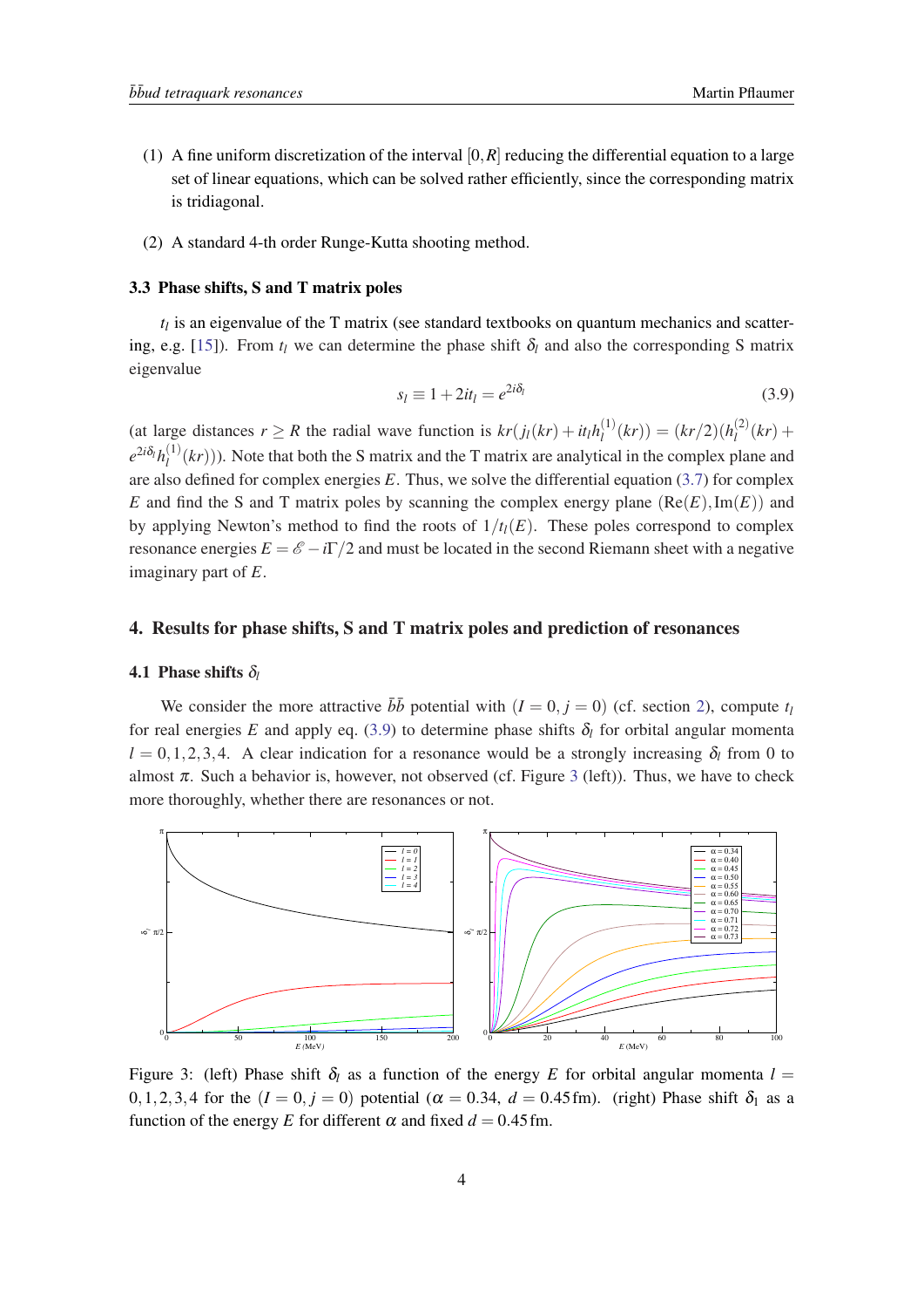(1) A fine uniform discretization of the interval $[0,R]$ reducing the differential equation to a large set of linear equations, which can be solved rather efficiently, since the corresponding matrix is tridiagonal.

(2) A standard 4-th order Runge-Kutta shooting method.

### 3.3 Phase shifts, S and T matrix poles

$t_l$ is an eigenvalue of the T matrix (see standard textbooks on quantum mechanics and scattering, e.g. [15]). From $t_l$ we can determine the phase shift $\delta_l$ and also the corresponding S matrix eigenvalue

$$s_l \equiv 1 + 2it_l = e^{2i\delta_l} \tag{3.9}$$

(at large distances $r \geq R$ the radial wave function is $kr(j_l(kr) + it_l h_l^{(1)}(kr)) = (kr/2)(h_l^{(2)}(kr) + e^{2i\delta_l} h_l^{(1)}(kr))$). Note that both the S matrix and the T matrix are analytical in the complex plane and are also defined for complex energies $E$. Thus, we solve the differential equation (3.7) for complex $E$ and find the S and T matrix poles by scanning the complex energy plane $(\mathrm{Re}(E), \mathrm{Im}(E))$ and by applying Newton's method to find the roots of $1/t_l(E)$. These poles correspond to complex resonance energies $E = \mathscr{E} - i\Gamma/2$ and must be located in the second Riemann sheet with a negative imaginary part of $E$.

## 4. Results for phase shifts, S and T matrix poles and prediction of resonances

### 4.1 Phase shifts $\delta_l$

We consider the more attractive $\bar{b}\bar{b}$ potential with $(I = 0, j = 0)$ (cf. section 2), compute $t_l$ for real energies $E$ and apply eq. (3.9) to determine phase shifts $\delta_l$ for orbital angular momenta $l = 0, 1, 2, 3, 4$. A clear indication for a resonance would be a strongly increasing $\delta_l$ from 0 to almost $\pi$. Such a behavior is, however, not observed (cf. Figure 3 (left)). Thus, we have to check more thoroughly, whether there are resonances or not.

Figure 3: (left) Phase shift $\delta_l$ as a function of the energy $E$ for orbital angular momenta $l = 0, 1, 2, 3, 4$ for the $(I = 0, j = 0)$ potential ($\alpha = 0.34$, $d = 0.45\,\mathrm{fm}$). (right) Phase shift $\delta_1$ as a function of the energy $E$ for different $\alpha$ and fixed $d = 0.45\,\mathrm{fm}$.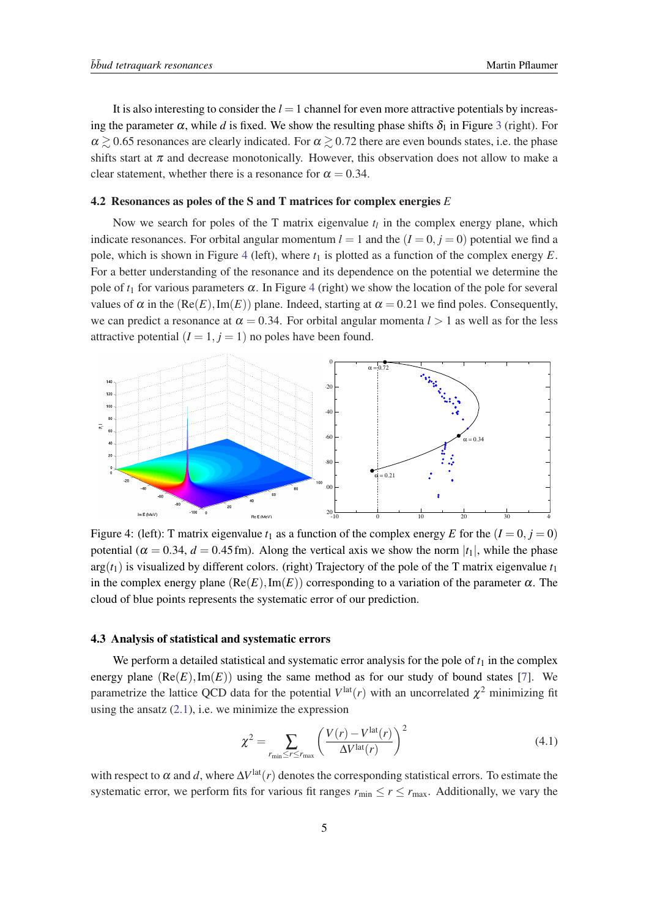It is also interesting to consider the $l = 1$ channel for even more attractive potentials by increasing the parameter $\alpha$, while $d$ is fixed. We show the resulting phase shifts $\delta_1$ in Figure 3 (right). For $\alpha \gtrsim 0.65$ resonances are clearly indicated. For $\alpha \gtrsim 0.72$ there are even bounds states, i.e. the phase shifts start at $\pi$ and decrease monotonically. However, this observation does not allow to make a clear statement, whether there is a resonance for $\alpha = 0.34$.

### 4.2 Resonances as poles of the S and T matrices for complex energies $E$

Now we search for poles of the T matrix eigenvalue $t_l$ in the complex energy plane, which indicate resonances. For orbital angular momentum $l = 1$ and the $(I = 0, j = 0)$ potential we find a pole, which is shown in Figure 4 (left), where $t_1$ is plotted as a function of the complex energy $E$. For a better understanding of the resonance and its dependence on the potential we determine the pole of $t_1$ for various parameters $\alpha$. In Figure 4 (right) we show the location of the pole for several values of $\alpha$ in the $(\text{Re}(E), \text{Im}(E))$ plane. Indeed, starting at $\alpha = 0.21$ we find poles. Consequently, we can predict a resonance at $\alpha = 0.34$. For orbital angular momenta $l > 1$ as well as for the less attractive potential $(I = 1, j = 1)$ no poles have been found.

Figure 4: (left): T matrix eigenvalue $t_1$ as a function of the complex energy $E$ for the $(I = 0, j = 0)$ potential ($\alpha = 0.34$, $d = 0.45\,\text{fm}$). Along the vertical axis we show the norm $|t_1|$, while the phase $\arg(t_1)$ is visualized by different colors. (right) Trajectory of the pole of the T matrix eigenvalue $t_1$ in the complex energy plane $(\text{Re}(E), \text{Im}(E))$ corresponding to a variation of the parameter $\alpha$. The cloud of blue points represents the systematic error of our prediction.

### 4.3 Analysis of statistical and systematic errors

We perform a detailed statistical and systematic error analysis for the pole of $t_1$ in the complex energy plane $(\text{Re}(E), \text{Im}(E))$ using the same method as for our study of bound states [7]. We parametrize the lattice QCD data for the potential $V^{\text{lat}}(r)$ with an uncorrelated $\chi^2$ minimizing fit using the ansatz (2.1), i.e. we minimize the expression

$$\chi^2 = \sum_{r_{\min} \leq r \leq r_{\max}} \left( \frac{V(r) - V^{\text{lat}}(r)}{\Delta V^{\text{lat}}(r)} \right)^2 \tag{4.1}$$

with respect to $\alpha$ and $d$, where $\Delta V^{\text{lat}}(r)$ denotes the corresponding statistical errors. To estimate the systematic error, we perform fits for various fit ranges $r_{\min} \leq r \leq r_{\max}$. Additionally, we vary the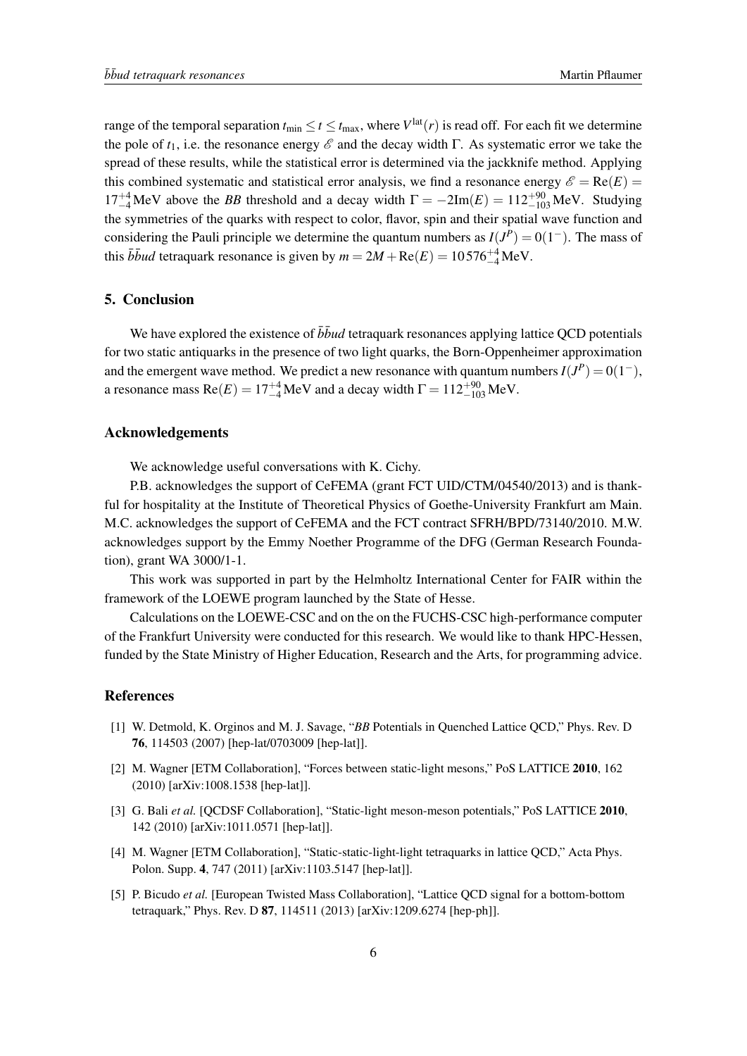range of the temporal separation $t_{\min} \leq t \leq t_{\max}$, where $V^{\rm lat}(r)$ is read off. For each fit we determine the pole of $t_1$, i.e. the resonance energy $\mathscr{E}$ and the decay width $\Gamma$. As systematic error we take the spread of these results, while the statistical error is determined via the jackknife method. Applying this combined systematic and statistical error analysis, we find a resonance energy $\mathscr{E} = \mathrm{Re}(E) = 17^{+4}_{-4}\,\mathrm{MeV}$ above the $BB$ threshold and a decay width $\Gamma = -2\mathrm{Im}(E) = 112^{+90}_{-103}\,\mathrm{MeV}$. Studying the symmetries of the quarks with respect to color, flavor, spin and their spatial wave function and considering the Pauli principle we determine the quantum numbers as $I(J^P) = 0(1^-)$. The mass of this $\bar{b}\bar{b}ud$ tetraquark resonance is given by $m = 2M + \mathrm{Re}(E) = 10576^{+4}_{-4}\,\mathrm{MeV}$.

## 5. Conclusion

We have explored the existence of $\bar{b}\bar{b}ud$ tetraquark resonances applying lattice QCD potentials for two static antiquarks in the presence of two light quarks, the Born-Oppenheimer approximation and the emergent wave method. We predict a new resonance with quantum numbers $I(J^P) = 0(1^-)$, a resonance mass $\mathrm{Re}(E) = 17^{+4}_{-4}\,\mathrm{MeV}$ and a decay width $\Gamma = 112^{+90}_{-103}\,\mathrm{MeV}$.

## Acknowledgements

We acknowledge useful conversations with K. Cichy.

P.B. acknowledges the support of CeFEMA (grant FCT UID/CTM/04540/2013) and is thankful for hospitality at the Institute of Theoretical Physics of Goethe-University Frankfurt am Main. M.C. acknowledges the support of CeFEMA and the FCT contract SFRH/BPD/73140/2010. M.W. acknowledges support by the Emmy Noether Programme of the DFG (German Research Foundation), grant WA 3000/1-1.

This work was supported in part by the Helmholtz International Center for FAIR within the framework of the LOEWE program launched by the State of Hesse.

Calculations on the LOEWE-CSC and on the on the FUCHS-CSC high-performance computer of the Frankfurt University were conducted for this research. We would like to thank HPC-Hessen, funded by the State Ministry of Higher Education, Research and the Arts, for programming advice.

## References

[1] W. Detmold, K. Orginos and M. J. Savage, "*BB* Potentials in Quenched Lattice QCD," Phys. Rev. D **76**, 114503 (2007) [hep-lat/0703009 [hep-lat]].

[2] M. Wagner [ETM Collaboration], "Forces between static-light mesons," PoS LATTICE **2010**, 162 (2010) [arXiv:1008.1538 [hep-lat]].

[3] G. Bali *et al.* [QCDSF Collaboration], "Static-light meson-meson potentials," PoS LATTICE **2010**, 142 (2010) [arXiv:1011.0571 [hep-lat]].

[4] M. Wagner [ETM Collaboration], "Static-static-light-light tetraquarks in lattice QCD," Acta Phys. Polon. Supp. **4**, 747 (2011) [arXiv:1103.5147 [hep-lat]].

[5] P. Bicudo *et al.* [European Twisted Mass Collaboration], "Lattice QCD signal for a bottom-bottom tetraquark," Phys. Rev. D **87**, 114511 (2013) [arXiv:1209.6274 [hep-ph]].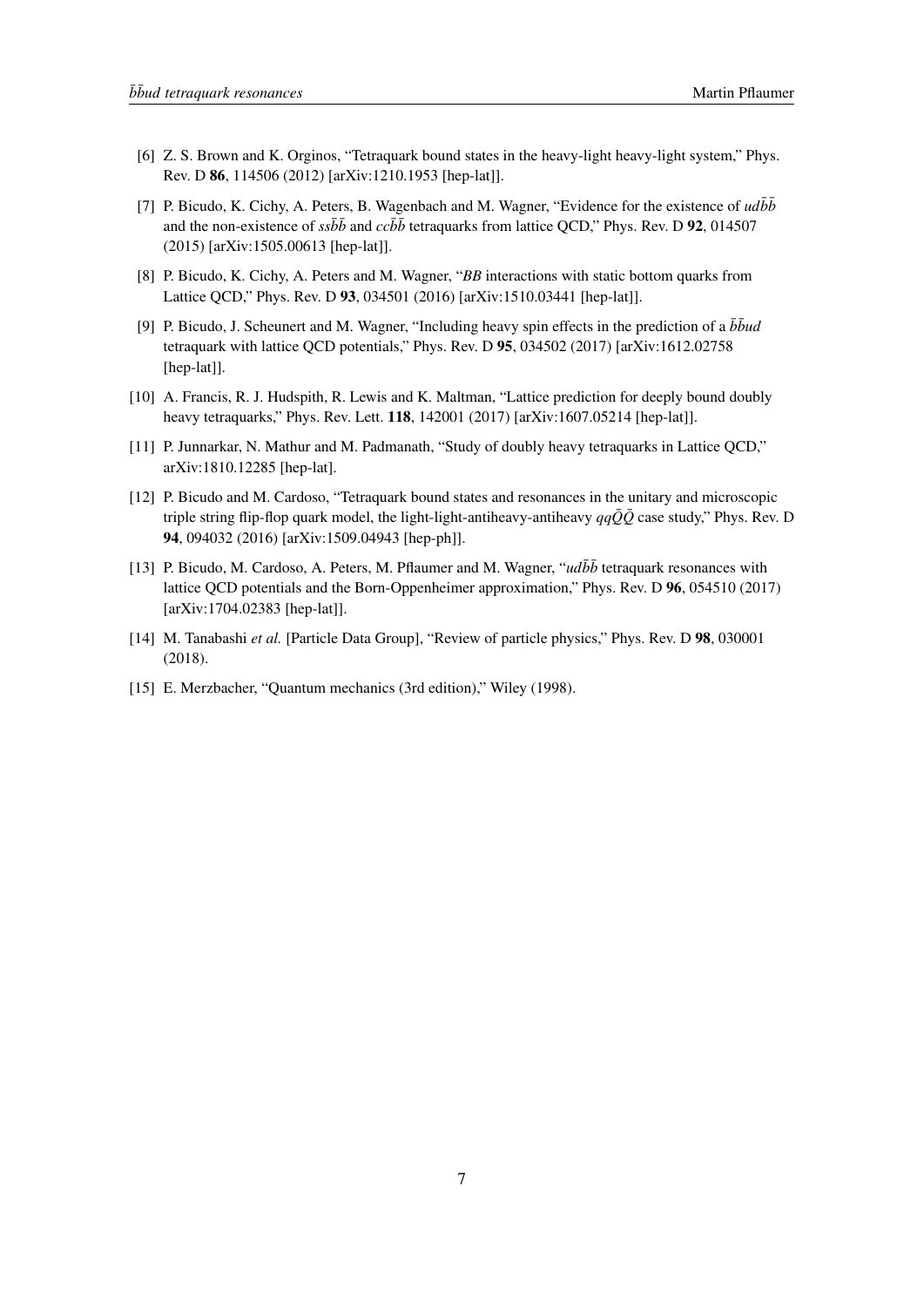[6] Z. S. Brown and K. Orginos, "Tetraquark bound states in the heavy-light heavy-light system," Phys. Rev. D **86**, 114506 (2012) [arXiv:1210.1953 [hep-lat]].

[7] P. Bicudo, K. Cichy, A. Peters, B. Wagenbach and M. Wagner, "Evidence for the existence of $ud\bar{b}\bar{b}$ and the non-existence of $ss\bar{b}\bar{b}$ and $cc\bar{b}\bar{b}$ tetraquarks from lattice QCD," Phys. Rev. D **92**, 014507 (2015) [arXiv:1505.00613 [hep-lat]].

[8] P. Bicudo, K. Cichy, A. Peters and M. Wagner, "*BB* interactions with static bottom quarks from Lattice QCD," Phys. Rev. D **93**, 034501 (2016) [arXiv:1510.03441 [hep-lat]].

[9] P. Bicudo, J. Scheunert and M. Wagner, "Including heavy spin effects in the prediction of a $\bar{b}\bar{b}ud$ tetraquark with lattice QCD potentials," Phys. Rev. D **95**, 034502 (2017) [arXiv:1612.02758 [hep-lat]].

[10] A. Francis, R. J. Hudspith, R. Lewis and K. Maltman, "Lattice prediction for deeply bound doubly heavy tetraquarks," Phys. Rev. Lett. **118**, 142001 (2017) [arXiv:1607.05214 [hep-lat]].

[11] P. Junnarkar, N. Mathur and M. Padmanath, "Study of doubly heavy tetraquarks in Lattice QCD," arXiv:1810.12285 [hep-lat].

[12] P. Bicudo and M. Cardoso, "Tetraquark bound states and resonances in the unitary and microscopic triple string flip-flop quark model, the light-light-antiheavy-antiheavy $qq\bar{Q}\bar{Q}$ case study," Phys. Rev. D **94**, 094032 (2016) [arXiv:1509.04943 [hep-ph]].

[13] P. Bicudo, M. Cardoso, A. Peters, M. Pflaumer and M. Wagner, "$ud\bar{b}\bar{b}$ tetraquark resonances with lattice QCD potentials and the Born-Oppenheimer approximation," Phys. Rev. D **96**, 054510 (2017) [arXiv:1704.02383 [hep-lat]].

[14] M. Tanabashi *et al.* [Particle Data Group], "Review of particle physics," Phys. Rev. D **98**, 030001 (2018).

[15] E. Merzbacher, "Quantum mechanics (3rd edition)," Wiley (1998).